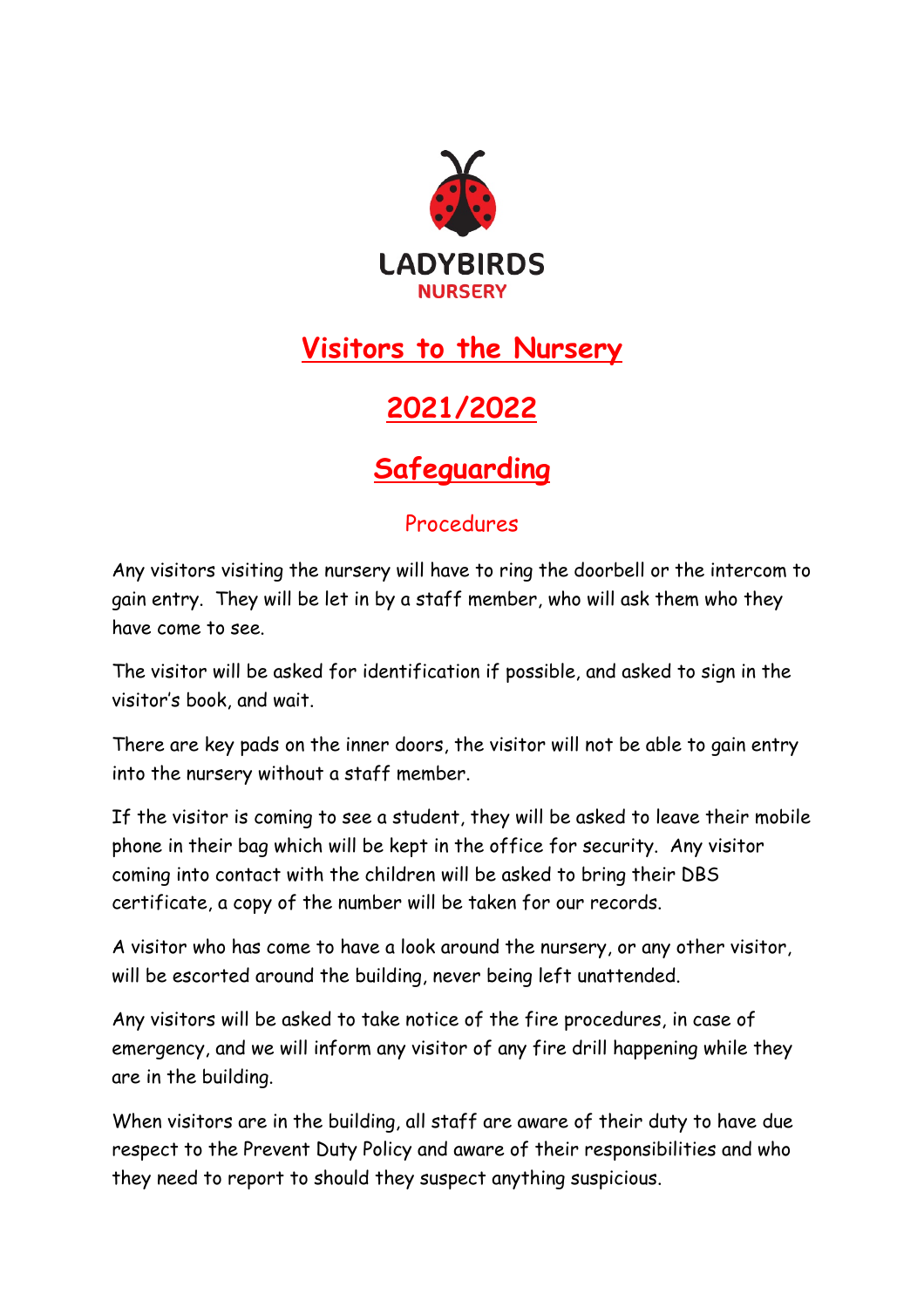LADYBIRDS

NURSERY

# Visitors to the Nursery

# 2021/2022

# Safeguarding

## Procedures

Any visitors visiting the nursery will have to ring the doorbell or the intercom to gain entry. They will be let in by a staff member, who will ask them who they have come to see.

The visitor will be asked for identification if possible, and asked to sign in the visitor's book, and wait.

There are key pads on the inner doors, the visitor will not be able to gain entry into the nursery without a staff member.

If the visitor is coming to see a student, they will be asked to leave their mobile phone in their bag which will be kept in the office for security. Any visitor coming into contact with the children will be asked to bring their DBS certificate, a copy of the number will be taken for our records.

A visitor who has come to have a look around the nursery, or any other visitor, will be escorted around the building, never being left unattended.

Any visitors will be asked to take notice of the fire procedures, in case of emergency, and we will inform any visitor of any fire drill happening while they are in the building.

When visitors are in the building, all staff are aware of their duty to have due respect to the Prevent Duty Policy and aware of their responsibilities and who they need to report to should they suspect anything suspicious.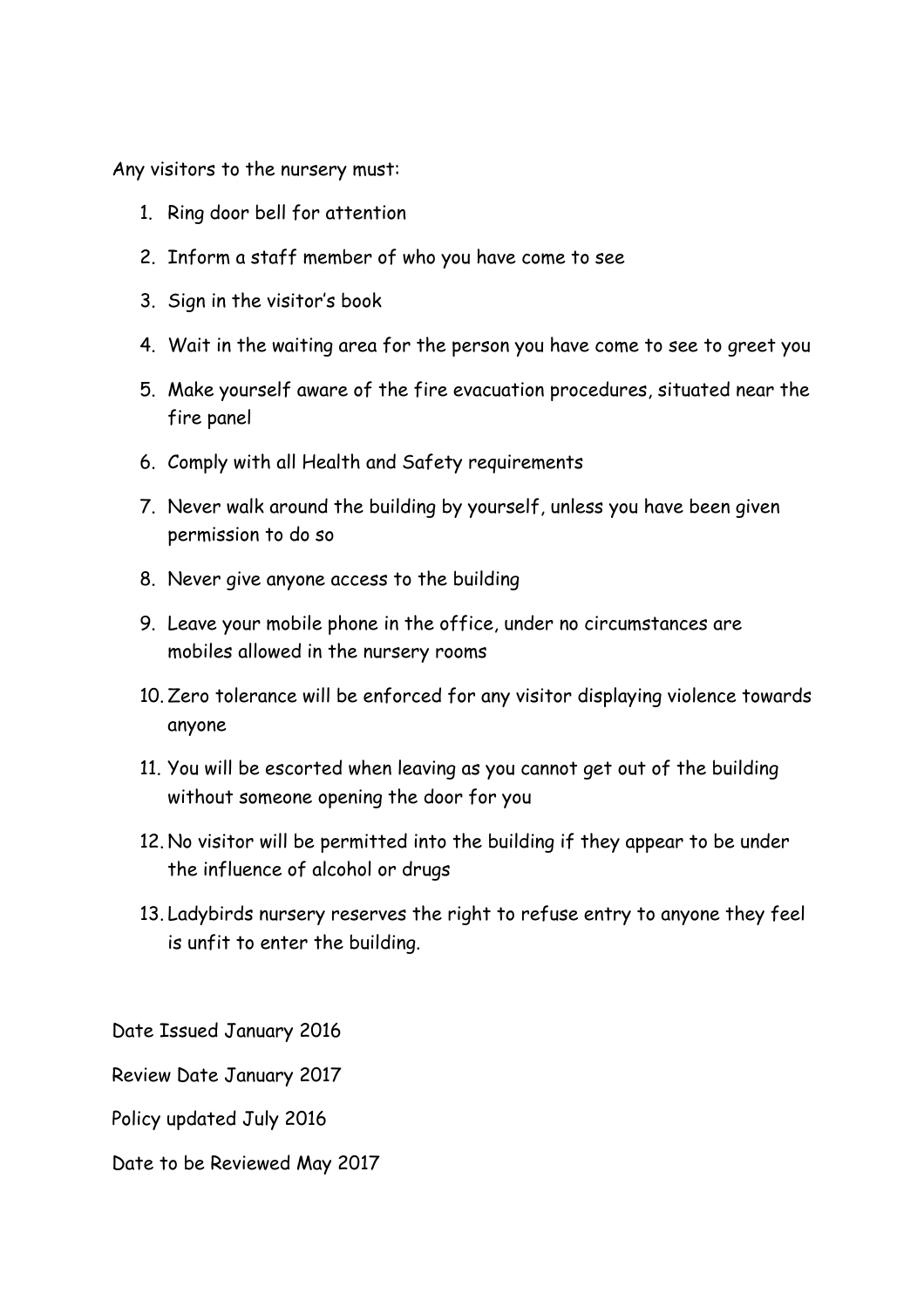Any visitors to the nursery must:

1. Ring door bell for attention
2. Inform a staff member of who you have come to see
3. Sign in the visitor's book
4. Wait in the waiting area for the person you have come to see to greet you
5. Make yourself aware of the fire evacuation procedures, situated near the fire panel
6. Comply with all Health and Safety requirements
7. Never walk around the building by yourself, unless you have been given permission to do so
8. Never give anyone access to the building
9. Leave your mobile phone in the office, under no circumstances are mobiles allowed in the nursery rooms
10. Zero tolerance will be enforced for any visitor displaying violence towards anyone
11. You will be escorted when leaving as you cannot get out of the building without someone opening the door for you
12. No visitor will be permitted into the building if they appear to be under the influence of alcohol or drugs
13. Ladybirds nursery reserves the right to refuse entry to anyone they feel is unfit to enter the building.

Date Issued January 2016

Review Date January 2017

Policy updated July 2016

Date to be Reviewed May 2017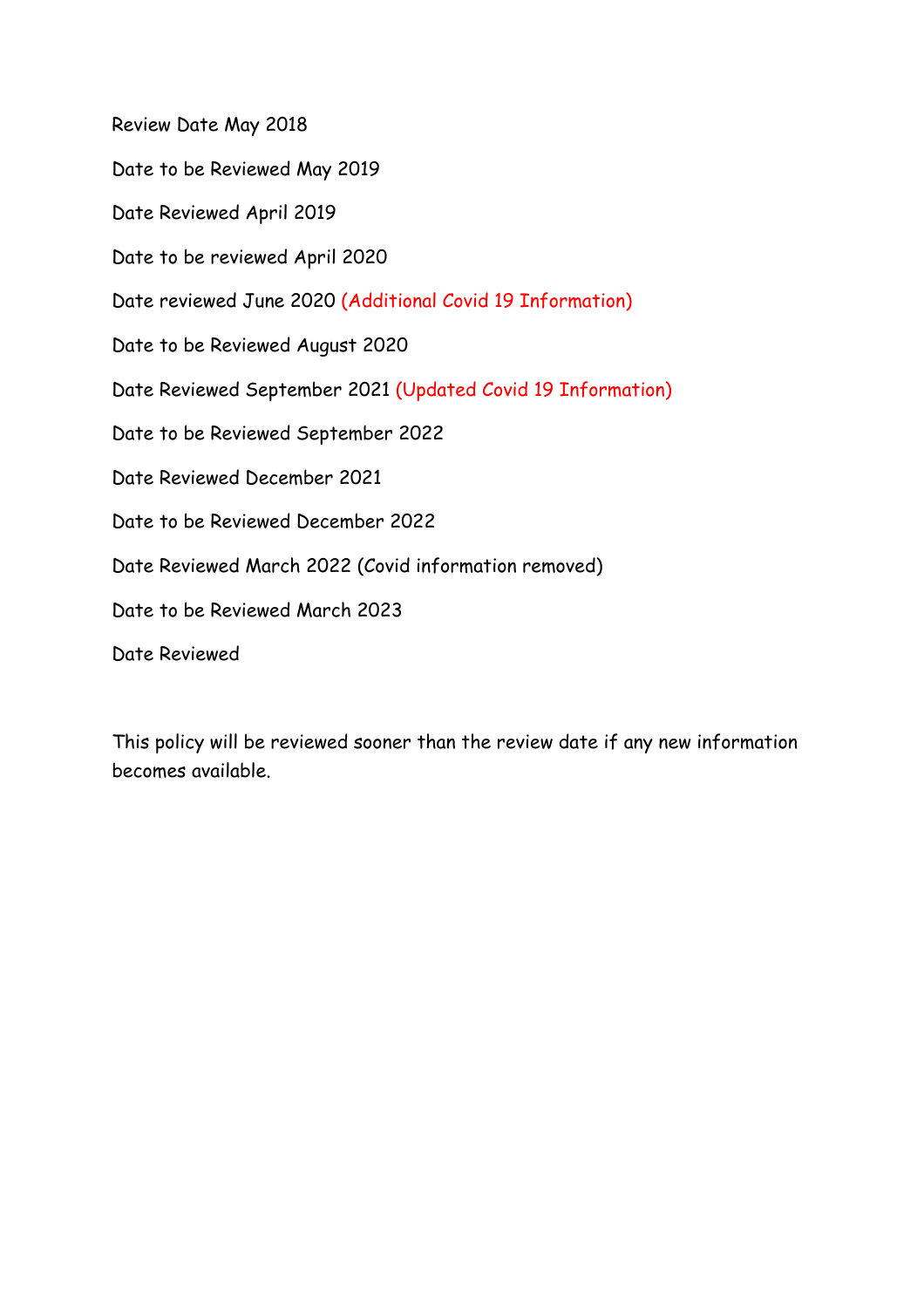Review Date May 2018

Date to be Reviewed May 2019

Date Reviewed April 2019

Date to be reviewed April 2020

Date reviewed June 2020 (Additional Covid 19 Information)

Date to be Reviewed August 2020

Date Reviewed September 2021 (Updated Covid 19 Information)

Date to be Reviewed September 2022

Date Reviewed December 2021

Date to be Reviewed December 2022

Date Reviewed March 2022 (Covid information removed)

Date to be Reviewed March 2023

Date Reviewed

This policy will be reviewed sooner than the review date if any new information becomes available.